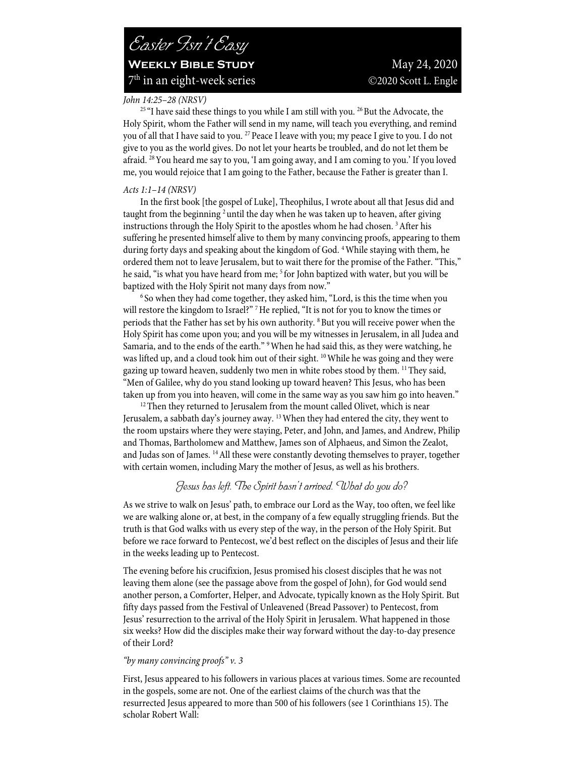# Easter Isn't Easy

**Weekly Bible Study** May 24, 2020

7th in an eight-week series ©2020 Scott L. Engle

*John 14:25–28 (NRSV)*

[25] "I have said these things to you while I am still with you. [26] But the Advocate, the Holy Spirit, whom the Father will send in my name, will teach you everything, and remind you of all that I have said to you. [27] Peace I leave with you; my peace I give to you. I do not give to you as the world gives. Do not let your hearts be troubled, and do not let them be afraid. [28] You heard me say to you, 'I am going away, and I am coming to you.' If you loved me, you would rejoice that I am going to the Father, because the Father is greater than I.

*Acts 1:1–14 (NRSV)*

In the first book [the gospel of Luke], Theophilus, I wrote about all that Jesus did and taught from the beginning [2] until the day when he was taken up to heaven, after giving instructions through the Holy Spirit to the apostles whom he had chosen. [3] After his suffering he presented himself alive to them by many convincing proofs, appearing to them during forty days and speaking about the kingdom of God. [4] While staying with them, he ordered them not to leave Jerusalem, but to wait there for the promise of the Father. "This," he said, "is what you have heard from me; [5] for John baptized with water, but you will be baptized with the Holy Spirit not many days from now."

[6] So when they had come together, they asked him, "Lord, is this the time when you will restore the kingdom to Israel?" [7] He replied, "It is not for you to know the times or periods that the Father has set by his own authority. [8] But you will receive power when the Holy Spirit has come upon you; and you will be my witnesses in Jerusalem, in all Judea and Samaria, and to the ends of the earth." [9] When he had said this, as they were watching, he was lifted up, and a cloud took him out of their sight. [10] While he was going and they were gazing up toward heaven, suddenly two men in white robes stood by them. [11] They said, "Men of Galilee, why do you stand looking up toward heaven? This Jesus, who has been taken up from you into heaven, will come in the same way as you saw him go into heaven."

[12] Then they returned to Jerusalem from the mount called Olivet, which is near Jerusalem, a sabbath day's journey away. [13] When they had entered the city, they went to the room upstairs where they were staying, Peter, and John, and James, and Andrew, Philip and Thomas, Bartholomew and Matthew, James son of Alphaeus, and Simon the Zealot, and Judas son of James. [14] All these were constantly devoting themselves to prayer, together with certain women, including Mary the mother of Jesus, as well as his brothers.

## Jesus has left. The Spirit hasn't arrived. What do you do?

As we strive to walk on Jesus' path, to embrace our Lord as the Way, too often, we feel like we are walking alone or, at best, in the company of a few equally struggling friends. But the truth is that God walks with us every step of the way, in the person of the Holy Spirit. But before we race forward to Pentecost, we'd best reflect on the disciples of Jesus and their life in the weeks leading up to Pentecost.

The evening before his crucifixion, Jesus promised his closest disciples that he was not leaving them alone (see the passage above from the gospel of John), for God would send another person, a Comforter, Helper, and Advocate, typically known as the Holy Spirit. But fifty days passed from the Festival of Unleavened (Bread Passover) to Pentecost, from Jesus' resurrection to the arrival of the Holy Spirit in Jerusalem. What happened in those six weeks? How did the disciples make their way forward without the day-to-day presence of their Lord?

*"by many convincing proofs" v. 3*

First, Jesus appeared to his followers in various places at various times. Some are recounted in the gospels, some are not. One of the earliest claims of the church was that the resurrected Jesus appeared to more than 500 of his followers (see 1 Corinthians 15). The scholar Robert Wall: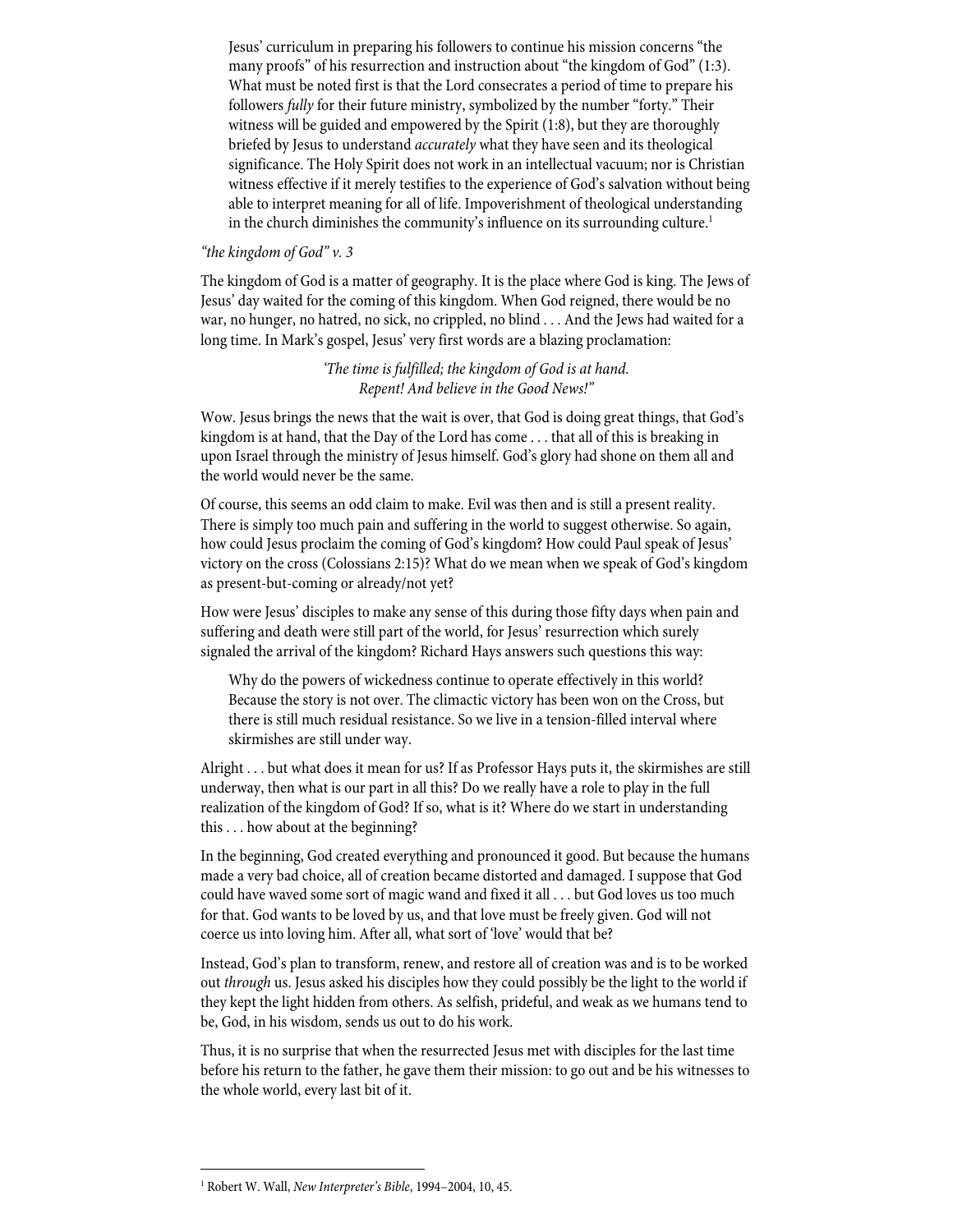> Jesus' curriculum in preparing his followers to continue his mission concerns "the many proofs" of his resurrection and instruction about "the kingdom of God" (1:3). What must be noted first is that the Lord consecrates a period of time to prepare his followers *fully* for their future ministry, symbolized by the number "forty." Their witness will be guided and empowered by the Spirit (1:8), but they are thoroughly briefed by Jesus to understand *accurately* what they have seen and its theological significance. The Holy Spirit does not work in an intellectual vacuum; nor is Christian witness effective if it merely testifies to the experience of God's salvation without being able to interpret meaning for all of life. Impoverishment of theological understanding in the church diminishes the community's influence on its surrounding culture.[1]

*"the kingdom of God" v. 3*

The kingdom of God is a matter of geography. It is the place where God is king. The Jews of Jesus' day waited for the coming of this kingdom. When God reigned, there would be no war, no hunger, no hatred, no sick, no crippled, no blind . . . And the Jews had waited for a long time. In Mark's gospel, Jesus' very first words are a blazing proclamation:

> *'The time is fulfilled; the kingdom of God is at hand.*
> *Repent! And believe in the Good News!"*

Wow. Jesus brings the news that the wait is over, that God is doing great things, that God's kingdom is at hand, that the Day of the Lord has come . . . that all of this is breaking in upon Israel through the ministry of Jesus himself. God's glory had shone on them all and the world would never be the same.

Of course, this seems an odd claim to make. Evil was then and is still a present reality. There is simply too much pain and suffering in the world to suggest otherwise. So again, how could Jesus proclaim the coming of God's kingdom? How could Paul speak of Jesus' victory on the cross (Colossians 2:15)? What do we mean when we speak of God's kingdom as present-but-coming or already/not yet?

How were Jesus' disciples to make any sense of this during those fifty days when pain and suffering and death were still part of the world, for Jesus' resurrection which surely signaled the arrival of the kingdom? Richard Hays answers such questions this way:

> Why do the powers of wickedness continue to operate effectively in this world? Because the story is not over. The climactic victory has been won on the Cross, but there is still much residual resistance. So we live in a tension-filled interval where skirmishes are still under way.

Alright . . . but what does it mean for us? If as Professor Hays puts it, the skirmishes are still underway, then what is our part in all this? Do we really have a role to play in the full realization of the kingdom of God? If so, what is it? Where do we start in understanding this . . . how about at the beginning?

In the beginning, God created everything and pronounced it good. But because the humans made a very bad choice, all of creation became distorted and damaged. I suppose that God could have waved some sort of magic wand and fixed it all . . . but God loves us too much for that. God wants to be loved by us, and that love must be freely given. God will not coerce us into loving him. After all, what sort of 'love' would that be?

Instead, God's plan to transform, renew, and restore all of creation was and is to be worked out *through* us. Jesus asked his disciples how they could possibly be the light to the world if they kept the light hidden from others. As selfish, prideful, and weak as we humans tend to be, God, in his wisdom, sends us out to do his work.

Thus, it is no surprise that when the resurrected Jesus met with disciples for the last time before his return to the father, he gave them their mission: to go out and be his witnesses to the whole world, every last bit of it.

---

[1] Robert W. Wall, *New Interpreter's Bible*, 1994–2004, 10, 45.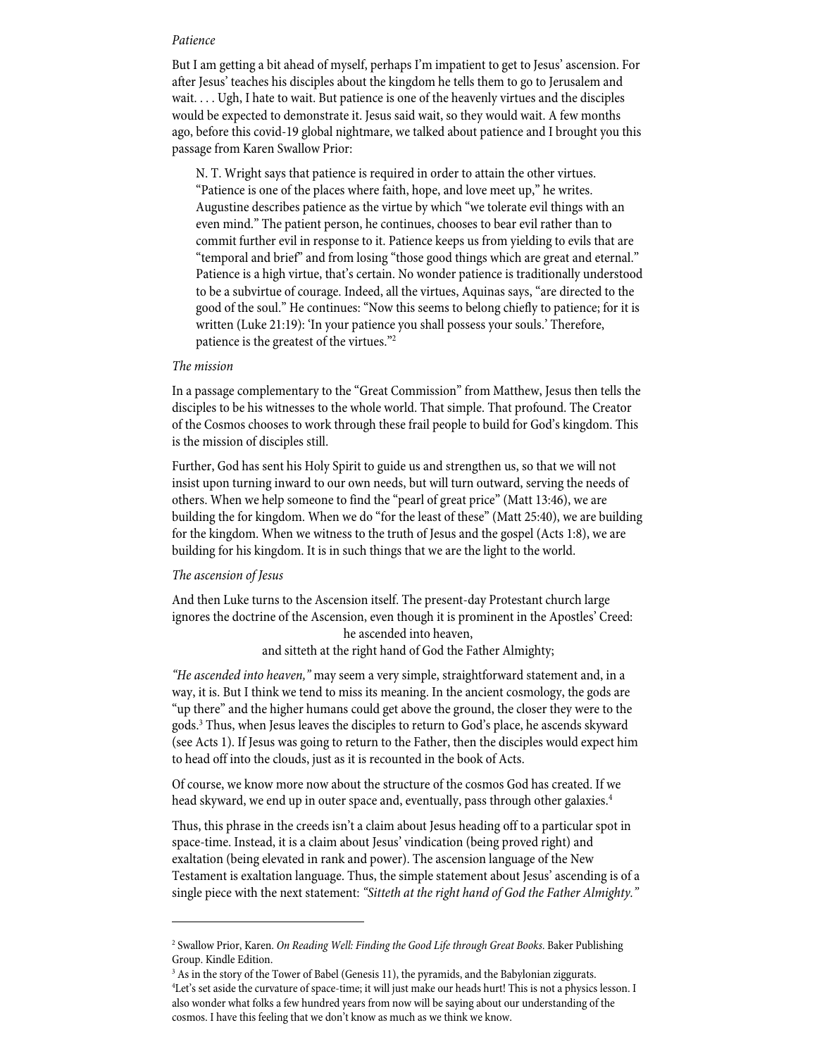*Patience*

But I am getting a bit ahead of myself, perhaps I'm impatient to get to Jesus' ascension. For after Jesus' teaches his disciples about the kingdom he tells them to go to Jerusalem and wait. . . . Ugh, I hate to wait. But patience is one of the heavenly virtues and the disciples would be expected to demonstrate it. Jesus said wait, so they would wait. A few months ago, before this covid-19 global nightmare, we talked about patience and I brought you this passage from Karen Swallow Prior:

> N. T. Wright says that patience is required in order to attain the other virtues. "Patience is one of the places where faith, hope, and love meet up," he writes. Augustine describes patience as the virtue by which "we tolerate evil things with an even mind." The patient person, he continues, chooses to bear evil rather than to commit further evil in response to it. Patience keeps us from yielding to evils that are "temporal and brief" and from losing "those good things which are great and eternal." Patience is a high virtue, that's certain. No wonder patience is traditionally understood to be a subvirtue of courage. Indeed, all the virtues, Aquinas says, "are directed to the good of the soul." He continues: "Now this seems to belong chiefly to patience; for it is written (Luke 21:19): 'In your patience you shall possess your souls.' Therefore, patience is the greatest of the virtues."[2]

*The mission*

In a passage complementary to the "Great Commission" from Matthew, Jesus then tells the disciples to be his witnesses to the whole world. That simple. That profound. The Creator of the Cosmos chooses to work through these frail people to build for God's kingdom. This is the mission of disciples still.

Further, God has sent his Holy Spirit to guide us and strengthen us, so that we will not insist upon turning inward to our own needs, but will turn outward, serving the needs of others. When we help someone to find the "pearl of great price" (Matt 13:46), we are building the for kingdom. When we do "for the least of these" (Matt 25:40), we are building for the kingdom. When we witness to the truth of Jesus and the gospel (Acts 1:8), we are building for his kingdom. It is in such things that we are the light to the world.

*The ascension of Jesus*

And then Luke turns to the Ascension itself. The present-day Protestant church large ignores the doctrine of the Ascension, even though it is prominent in the Apostles' Creed:

he ascended into heaven,
and sitteth at the right hand of God the Father Almighty;

*"He ascended into heaven,"* may seem a very simple, straightforward statement and, in a way, it is. But I think we tend to miss its meaning. In the ancient cosmology, the gods are "up there" and the higher humans could get above the ground, the closer they were to the gods.[3] Thus, when Jesus leaves the disciples to return to God's place, he ascends skyward (see Acts 1). If Jesus was going to return to the Father, then the disciples would expect him to head off into the clouds, just as it is recounted in the book of Acts.

Of course, we know more now about the structure of the cosmos God has created. If we head skyward, we end up in outer space and, eventually, pass through other galaxies.[4]

Thus, this phrase in the creeds isn't a claim about Jesus heading off to a particular spot in space-time. Instead, it is a claim about Jesus' vindication (being proved right) and exaltation (being elevated in rank and power). The ascension language of the New Testament is exaltation language. Thus, the simple statement about Jesus' ascending is of a single piece with the next statement: *"Sitteth at the right hand of God the Father Almighty."*

---

[2] Swallow Prior, Karen. *On Reading Well: Finding the Good Life through Great Books*. Baker Publishing Group. Kindle Edition.

[3] As in the story of the Tower of Babel (Genesis 11), the pyramids, and the Babylonian ziggurats.

[4] Let's set aside the curvature of space-time; it will just make our heads hurt! This is not a physics lesson. I also wonder what folks a few hundred years from now will be saying about our understanding of the cosmos. I have this feeling that we don't know as much as we think we know.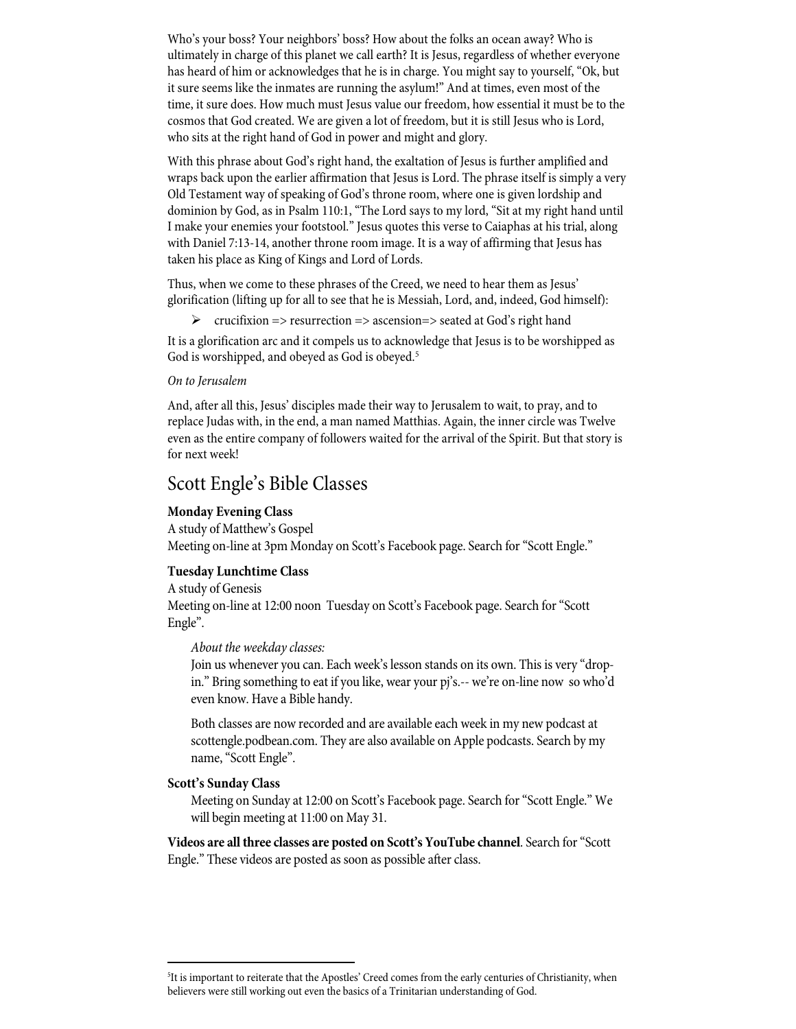Who's your boss? Your neighbors' boss? How about the folks an ocean away? Who is ultimately in charge of this planet we call earth? It is Jesus, regardless of whether everyone has heard of him or acknowledges that he is in charge. You might say to yourself, "Ok, but it sure seems like the inmates are running the asylum!" And at times, even most of the time, it sure does. How much must Jesus value our freedom, how essential it must be to the cosmos that God created. We are given a lot of freedom, but it is still Jesus who is Lord, who sits at the right hand of God in power and might and glory.

With this phrase about God's right hand, the exaltation of Jesus is further amplified and wraps back upon the earlier affirmation that Jesus is Lord. The phrase itself is simply a very Old Testament way of speaking of God's throne room, where one is given lordship and dominion by God, as in Psalm 110:1, "The Lord says to my lord, "Sit at my right hand until I make your enemies your footstool." Jesus quotes this verse to Caiaphas at his trial, along with Daniel 7:13-14, another throne room image. It is a way of affirming that Jesus has taken his place as King of Kings and Lord of Lords.

Thus, when we come to these phrases of the Creed, we need to hear them as Jesus' glorification (lifting up for all to see that he is Messiah, Lord, and, indeed, God himself):

- crucifixion => resurrection => ascension=> seated at God's right hand

It is a glorification arc and it compels us to acknowledge that Jesus is to be worshipped as God is worshipped, and obeyed as God is obeyed.[5]

*On to Jerusalem*

And, after all this, Jesus' disciples made their way to Jerusalem to wait, to pray, and to replace Judas with, in the end, a man named Matthias. Again, the inner circle was Twelve even as the entire company of followers waited for the arrival of the Spirit. But that story is for next week!

## Scott Engle's Bible Classes

**Monday Evening Class**
A study of Matthew's Gospel
Meeting on-line at 3pm Monday on Scott's Facebook page. Search for "Scott Engle."

**Tuesday Lunchtime Class**
A study of Genesis
Meeting on-line at 12:00 noon Tuesday on Scott's Facebook page. Search for "Scott Engle".

> *About the weekday classes:*
> Join us whenever you can. Each week's lesson stands on its own. This is very "drop-in." Bring something to eat if you like, wear your pj's.-- we're on-line now so who'd even know. Have a Bible handy.
>
> Both classes are now recorded and are available each week in my new podcast at scottengle.podbean.com. They are also available on Apple podcasts. Search by my name, "Scott Engle".

**Scott's Sunday Class**
Meeting on Sunday at 12:00 on Scott's Facebook page. Search for "Scott Engle." We will begin meeting at 11:00 on May 31.

**Videos are all three classes are posted on Scott's YouTube channel**. Search for "Scott Engle." These videos are posted as soon as possible after class.

---

[5]It is important to reiterate that the Apostles' Creed comes from the early centuries of Christianity, when believers were still working out even the basics of a Trinitarian understanding of God.